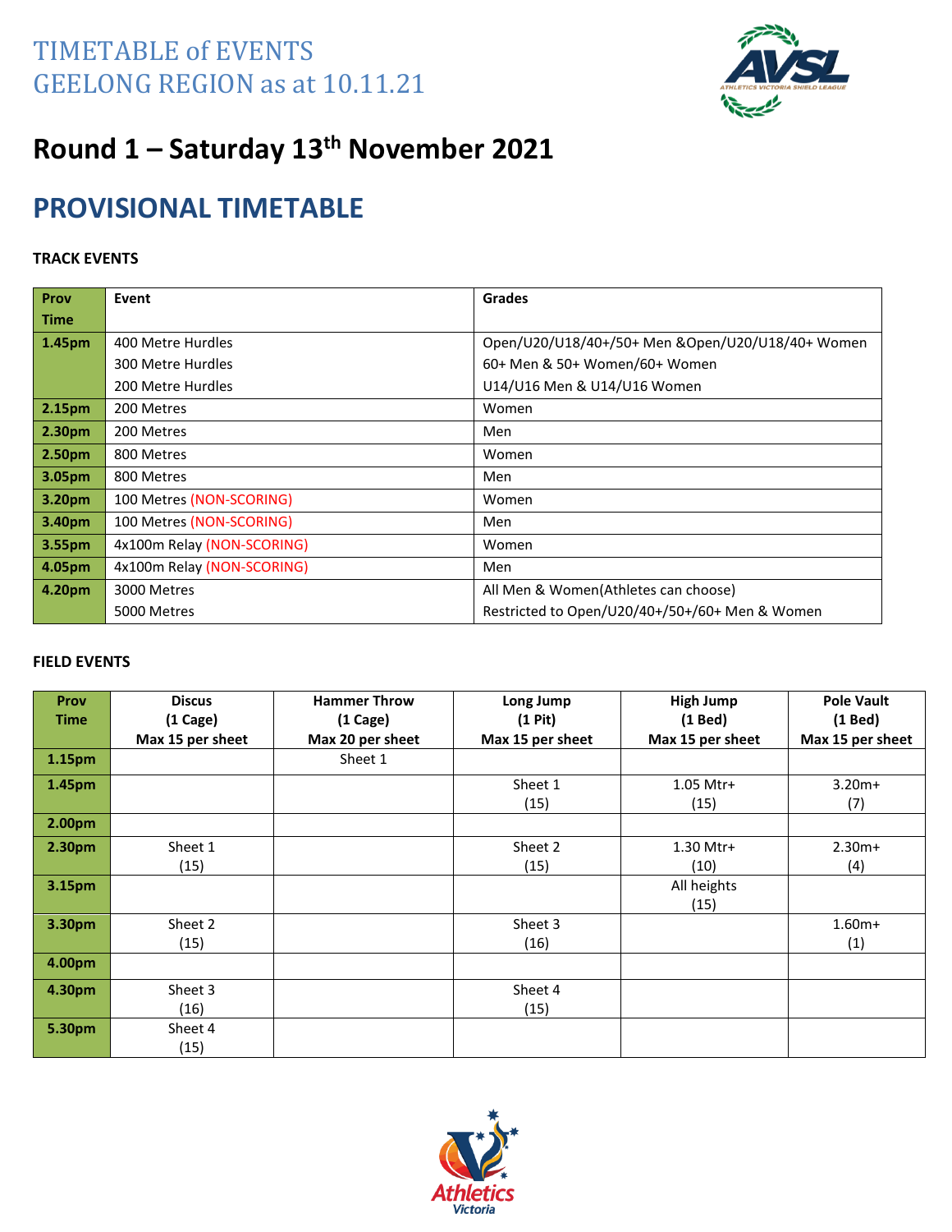# TIMETABLE of EVENTS
# GEELONG REGION as at 10.11.21

## Round 1 – Saturday 13th November 2021

## PROVISIONAL TIMETABLE

**TRACK EVENTS**

| Prov Time | Event | Grades |
|---|---|---|
| 1.45pm | 400 Metre Hurdles<br>300 Metre Hurdles<br>200 Metre Hurdles | Open/U20/U18/40+/50+ Men &Open/U20/U18/40+ Women<br>60+ Men & 50+ Women/60+ Women<br>U14/U16 Men & U14/U16 Women |
| 2.15pm | 200 Metres | Women |
| 2.30pm | 200 Metres | Men |
| 2.50pm | 800 Metres | Women |
| 3.05pm | 800 Metres | Men |
| 3.20pm | 100 Metres (NON-SCORING) | Women |
| 3.40pm | 100 Metres (NON-SCORING) | Men |
| 3.55pm | 4x100m Relay (NON-SCORING) | Women |
| 4.05pm | 4x100m Relay (NON-SCORING) | Men |
| 4.20pm | 3000 Metres<br>5000 Metres | All Men & Women(Athletes can choose)<br>Restricted to Open/U20/40+/50+/60+ Men & Women |

**FIELD EVENTS**

| Prov Time | Discus (1 Cage) Max 15 per sheet | Hammer Throw (1 Cage) Max 20 per sheet | Long Jump (1 Pit) Max 15 per sheet | High Jump (1 Bed) Max 15 per sheet | Pole Vault (1 Bed) Max 15 per sheet |
|---|---|---|---|---|---|
| 1.15pm | | Sheet 1 | | | |
| 1.45pm | | | Sheet 1 (15) | 1.05 Mtr+ (15) | 3.20m+ (7) |
| 2.00pm | | | | | |
| 2.30pm | Sheet 1 (15) | | Sheet 2 (15) | 1.30 Mtr+ (10) | 2.30m+ (4) |
| 3.15pm | | | | All heights (15) | |
| 3.30pm | Sheet 2 (15) | | Sheet 3 (16) | | 1.60m+ (1) |
| 4.00pm | | | | | |
| 4.30pm | Sheet 3 (16) | | Sheet 4 (15) | | |
| 5.30pm | Sheet 4 (15) | | | | |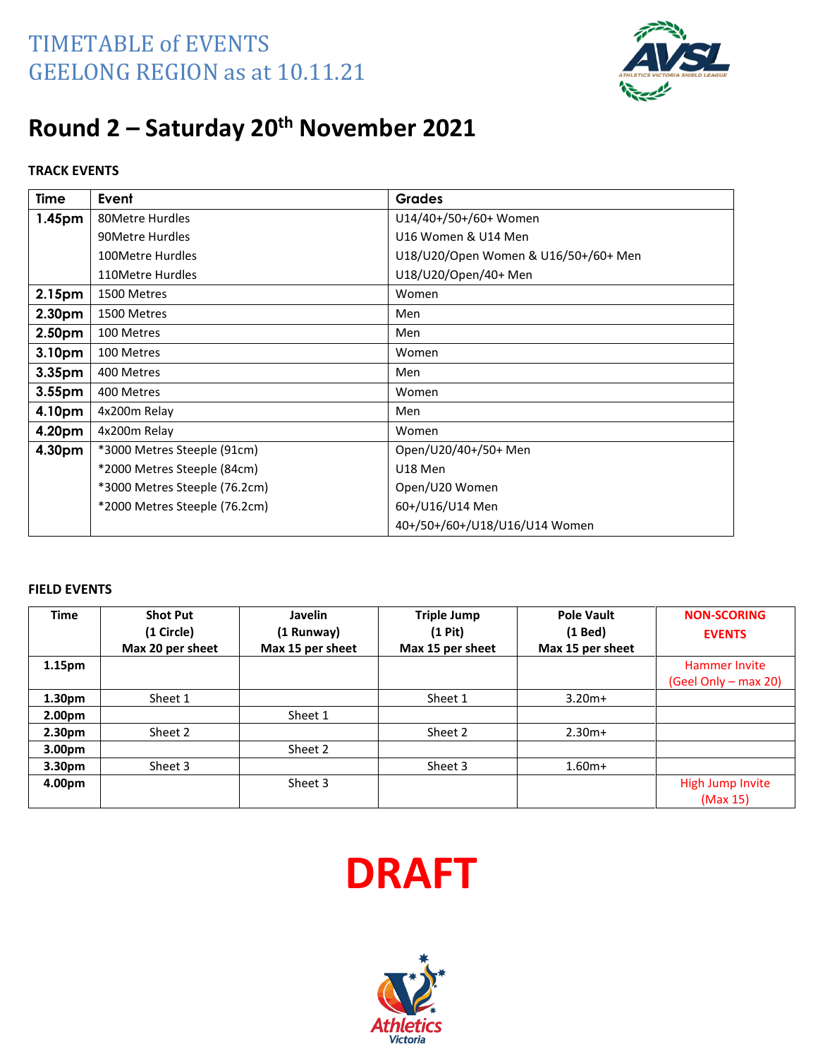# TIMETABLE of EVENTS
# GEELONG REGION as at 10.11.21

## Round 2 – Saturday 20th November 2021

**TRACK EVENTS**

| Time | Event | Grades |
|---|---|---|
| **1.45pm** | 80Metre Hurdles | U14/40+/50+/60+ Women |
| | 90Metre Hurdles | U16 Women & U14 Men |
| | 100Metre Hurdles | U18/U20/Open Women & U16/50+/60+ Men |
| | 110Metre Hurdles | U18/U20/Open/40+ Men |
| **2.15pm** | 1500 Metres | Women |
| **2.30pm** | 1500 Metres | Men |
| **2.50pm** | 100 Metres | Men |
| **3.10pm** | 100 Metres | Women |
| **3.35pm** | 400 Metres | Men |
| **3.55pm** | 400 Metres | Women |
| **4.10pm** | 4x200m Relay | Men |
| **4.20pm** | 4x200m Relay | Women |
| **4.30pm** | *3000 Metres Steeple (91cm) | Open/U20/40+/50+ Men |
| | *2000 Metres Steeple (84cm) | U18 Men |
| | *3000 Metres Steeple (76.2cm) | Open/U20 Women |
| | *2000 Metres Steeple (76.2cm) | 60+/U16/U14 Men |
| | | 40+/50+/60+/U18/U16/U14 Women |

**FIELD EVENTS**

| Time | Shot Put (1 Circle) Max 20 per sheet | Javelin (1 Runway) Max 15 per sheet | Triple Jump (1 Pit) Max 15 per sheet | Pole Vault (1 Bed) Max 15 per sheet | NON-SCORING EVENTS |
|---|---|---|---|---|---|
| **1.15pm** | | | | | Hammer Invite (Geel Only – max 20) |
| **1.30pm** | Sheet 1 | | Sheet 1 | 3.20m+ | |
| **2.00pm** | | Sheet 1 | | | |
| **2.30pm** | Sheet 2 | | Sheet 2 | 2.30m+ | |
| **3.00pm** | | Sheet 2 | | | |
| **3.30pm** | Sheet 3 | | Sheet 3 | 1.60m+ | |
| **4.00pm** | | Sheet 3 | | | High Jump Invite (Max 15) |

# DRAFT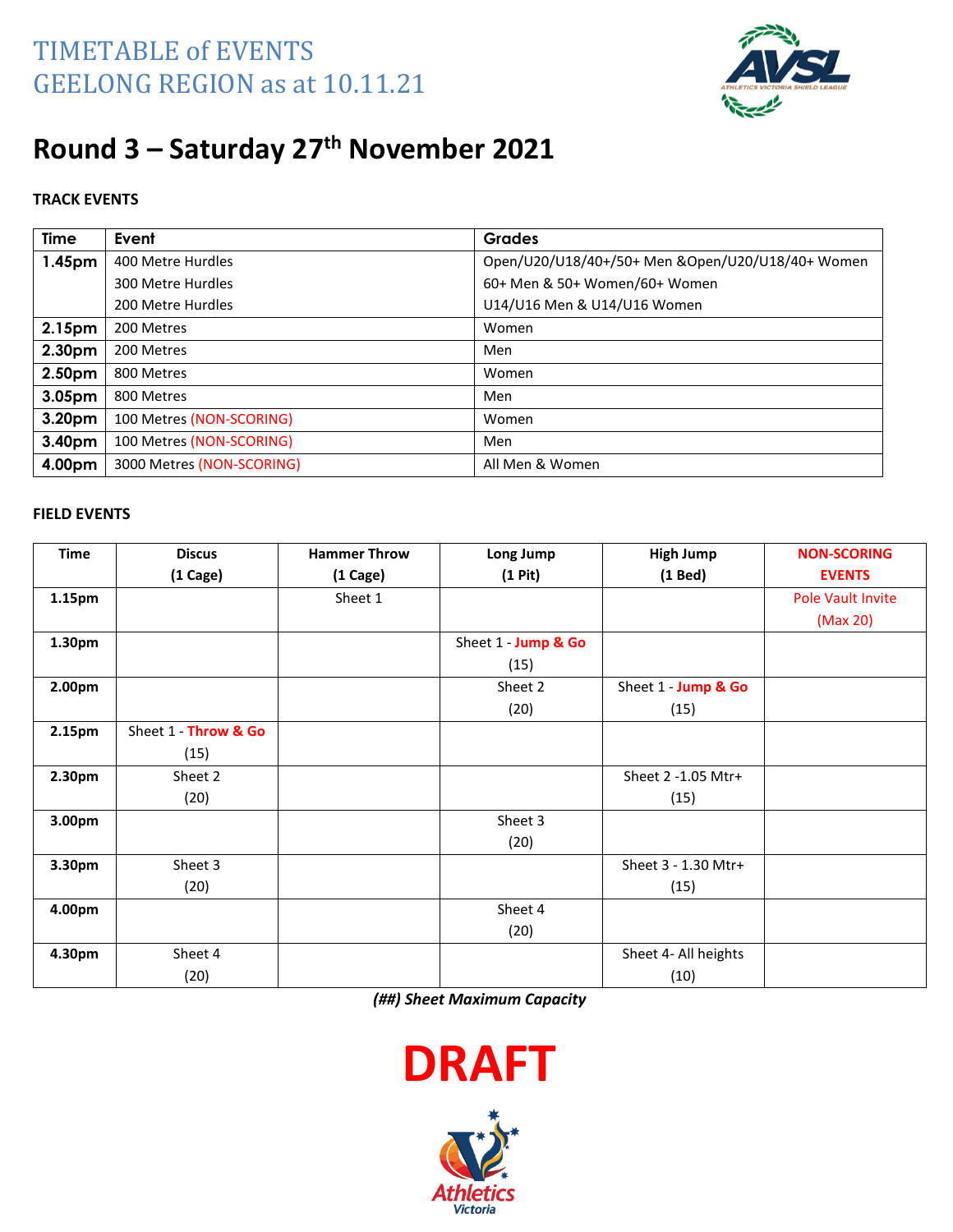# TIMETABLE of EVENTS
# GEELONG REGION as at 10.11.21

## Round 3 – Saturday 27th November 2021

**TRACK EVENTS**

| Time | Event | Grades |
|---|---|---|
| **1.45pm** | 400 Metre Hurdles | Open/U20/U18/40+/50+ Men &Open/U20/U18/40+ Women |
| | 300 Metre Hurdles | 60+ Men & 50+ Women/60+ Women |
| | 200 Metre Hurdles | U14/U16 Men & U14/U16 Women |
| **2.15pm** | 200 Metres | Women |
| **2.30pm** | 200 Metres | Men |
| **2.50pm** | 800 Metres | Women |
| **3.05pm** | 800 Metres | Men |
| **3.20pm** | 100 Metres (NON-SCORING) | Women |
| **3.40pm** | 100 Metres (NON-SCORING) | Men |
| **4.00pm** | 3000 Metres (NON-SCORING) | All Men & Women |

**FIELD EVENTS**

| Time | Discus (1 Cage) | Hammer Throw (1 Cage) | Long Jump (1 Pit) | High Jump (1 Bed) | NON-SCORING EVENTS |
|---|---|---|---|---|---|
| **1.15pm** | | Sheet 1 | | | Pole Vault Invite (Max 20) |
| **1.30pm** | | | Sheet 1 - **Jump & Go** (15) | | |
| **2.00pm** | | | Sheet 2 (20) | Sheet 1 - **Jump & Go** (15) | |
| **2.15pm** | Sheet 1 - **Throw & Go** (15) | | | | |
| **2.30pm** | Sheet 2 (20) | | | Sheet 2 -1.05 Mtr+ (15) | |
| **3.00pm** | | | Sheet 3 (20) | | |
| **3.30pm** | Sheet 3 (20) | | | Sheet 3 - 1.30 Mtr+ (15) | |
| **4.00pm** | | | Sheet 4 (20) | | |
| **4.30pm** | Sheet 4 (20) | | | Sheet 4- All heights (10) | |

***(##) Sheet Maximum Capacity***

# DRAFT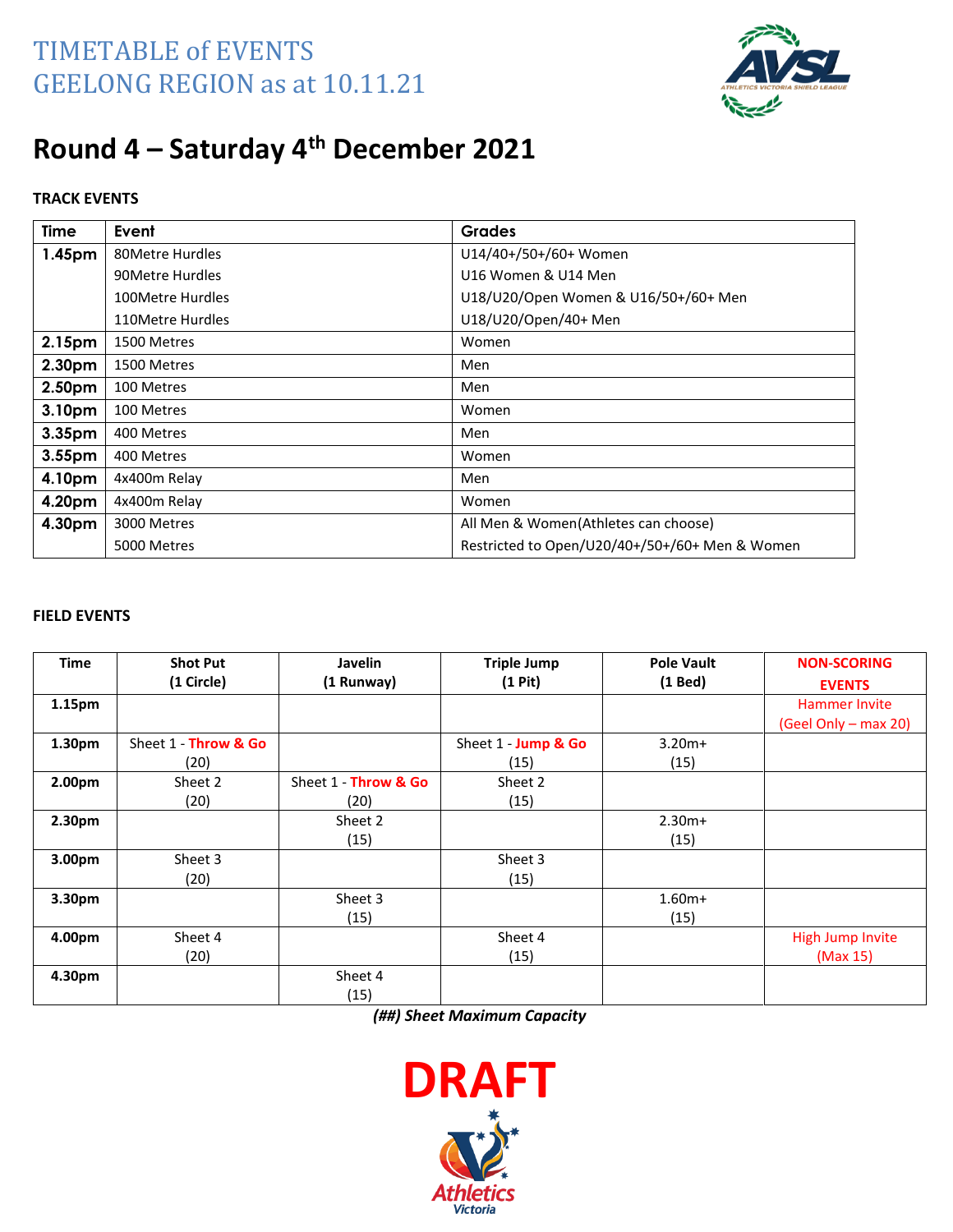# TIMETABLE of EVENTS
# GEELONG REGION as at 10.11.21

## Round 4 – Saturday 4th December 2021

### TRACK EVENTS

| Time | Event | Grades |
|---|---|---|
| **1.45pm** | 80Metre Hurdles | U14/40+/50+/60+ Women |
| | 90Metre Hurdles | U16 Women & U14 Men |
| | 100Metre Hurdles | U18/U20/Open Women & U16/50+/60+ Men |
| | 110Metre Hurdles | U18/U20/Open/40+ Men |
| **2.15pm** | 1500 Metres | Women |
| **2.30pm** | 1500 Metres | Men |
| **2.50pm** | 100 Metres | Men |
| **3.10pm** | 100 Metres | Women |
| **3.35pm** | 400 Metres | Men |
| **3.55pm** | 400 Metres | Women |
| **4.10pm** | 4x400m Relay | Men |
| **4.20pm** | 4x400m Relay | Women |
| **4.30pm** | 3000 Metres | All Men & Women(Athletes can choose) |
| | 5000 Metres | Restricted to Open/U20/40+/50+/60+ Men & Women |

### FIELD EVENTS

| Time | Shot Put (1 Circle) | Javelin (1 Runway) | Triple Jump (1 Pit) | Pole Vault (1 Bed) | NON-SCORING EVENTS |
|---|---|---|---|---|---|
| **1.15pm** | | | | | Hammer Invite (Geel Only – max 20) |
| **1.30pm** | Sheet 1 - Throw & Go (20) | | Sheet 1 - Jump & Go (15) | 3.20m+ (15) | |
| **2.00pm** | Sheet 2 (20) | Sheet 1 - Throw & Go (20) | Sheet 2 (15) | | |
| **2.30pm** | | Sheet 2 (15) | | 2.30m+ (15) | |
| **3.00pm** | Sheet 3 (20) | | Sheet 3 (15) | | |
| **3.30pm** | | Sheet 3 (15) | | 1.60m+ (15) | |
| **4.00pm** | Sheet 4 (20) | | Sheet 4 (15) | | High Jump Invite (Max 15) |
| **4.30pm** | | Sheet 4 (15) | | | |

***(##) Sheet Maximum Capacity***

**DRAFT**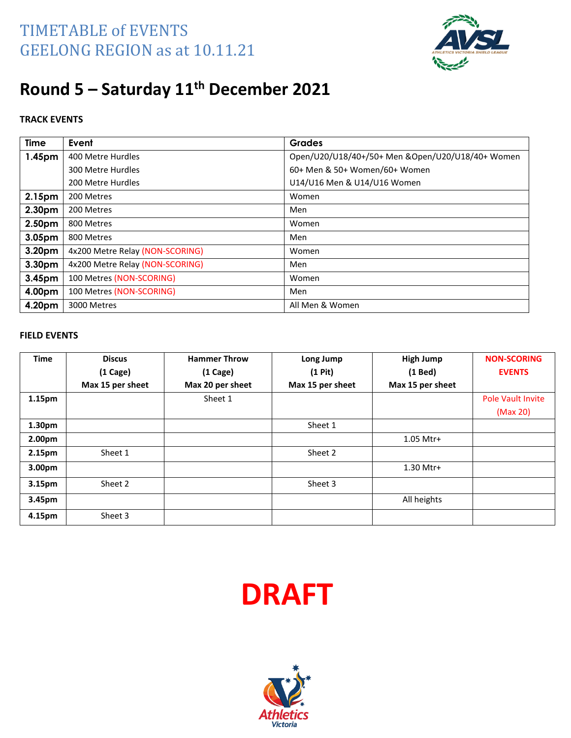# TIMETABLE of EVENTS
# GEELONG REGION as at 10.11.21

## Round 5 – Saturday 11th December 2021

**TRACK EVENTS**

| Time | Event | Grades |
|---|---|---|
| **1.45pm** | 400 Metre Hurdles | Open/U20/U18/40+/50+ Men &Open/U20/U18/40+ Women |
| | 300 Metre Hurdles | 60+ Men & 50+ Women/60+ Women |
| | 200 Metre Hurdles | U14/U16 Men & U14/U16 Women |
| **2.15pm** | 200 Metres | Women |
| **2.30pm** | 200 Metres | Men |
| **2.50pm** | 800 Metres | Women |
| **3.05pm** | 800 Metres | Men |
| **3.20pm** | 4x200 Metre Relay (NON-SCORING) | Women |
| **3.30pm** | 4x200 Metre Relay (NON-SCORING) | Men |
| **3.45pm** | 100 Metres (NON-SCORING) | Women |
| **4.00pm** | 100 Metres (NON-SCORING) | Men |
| **4.20pm** | 3000 Metres | All Men & Women |

**FIELD EVENTS**

| Time | Discus (1 Cage) Max 15 per sheet | Hammer Throw (1 Cage) Max 20 per sheet | Long Jump (1 Pit) Max 15 per sheet | High Jump (1 Bed) Max 15 per sheet | NON-SCORING EVENTS |
|---|---|---|---|---|---|
| **1.15pm** | | Sheet 1 | | | Pole Vault Invite (Max 20) |
| **1.30pm** | | | Sheet 1 | | |
| **2.00pm** | | | | 1.05 Mtr+ | |
| **2.15pm** | Sheet 1 | | Sheet 2 | | |
| **3.00pm** | | | | 1.30 Mtr+ | |
| **3.15pm** | Sheet 2 | | Sheet 3 | | |
| **3.45pm** | | | | All heights | |
| **4.15pm** | Sheet 3 | | | | |

**DRAFT**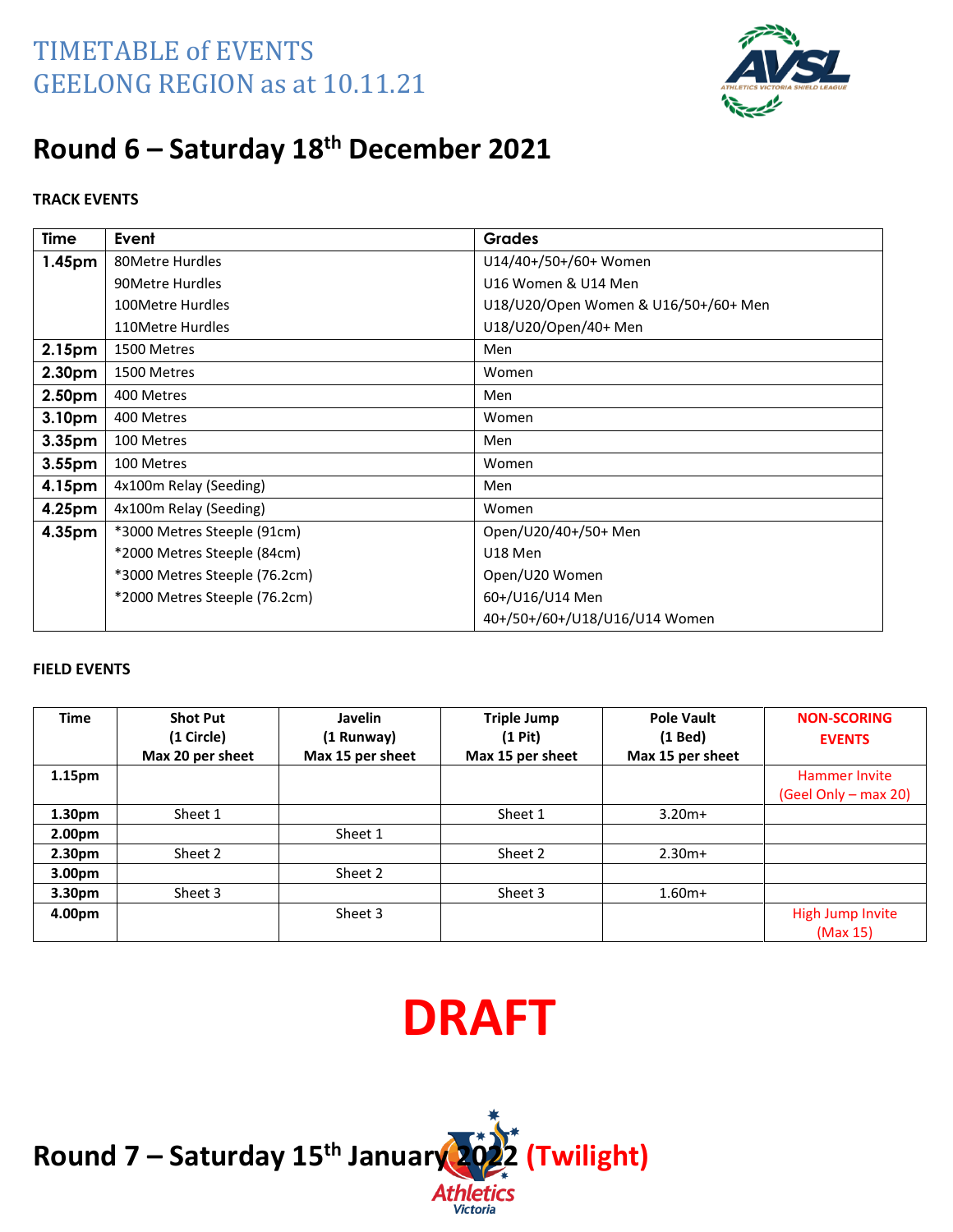TIMETABLE of EVENTS
GEELONG REGION as at 10.11.21

# Round 6 – Saturday 18th December 2021

**TRACK EVENTS**

| Time | Event | Grades |
|---|---|---|
| **1.45pm** | 80Metre Hurdles | U14/40+/50+/60+ Women |
| | 90Metre Hurdles | U16 Women & U14 Men |
| | 100Metre Hurdles | U18/U20/Open Women & U16/50+/60+ Men |
| | 110Metre Hurdles | U18/U20/Open/40+ Men |
| **2.15pm** | 1500 Metres | Men |
| **2.30pm** | 1500 Metres | Women |
| **2.50pm** | 400 Metres | Men |
| **3.10pm** | 400 Metres | Women |
| **3.35pm** | 100 Metres | Men |
| **3.55pm** | 100 Metres | Women |
| **4.15pm** | 4x100m Relay (Seeding) | Men |
| **4.25pm** | 4x100m Relay (Seeding) | Women |
| **4.35pm** | *3000 Metres Steeple (91cm) | Open/U20/40+/50+ Men |
| | *2000 Metres Steeple (84cm) | U18 Men |
| | *3000 Metres Steeple (76.2cm) | Open/U20 Women |
| | *2000 Metres Steeple (76.2cm) | 60+/U16/U14 Men |
| | | 40+/50+/60+/U18/U16/U14 Women |

**FIELD EVENTS**

| Time | Shot Put (1 Circle) Max 20 per sheet | Javelin (1 Runway) Max 15 per sheet | Triple Jump (1 Pit) Max 15 per sheet | Pole Vault (1 Bed) Max 15 per sheet | NON-SCORING EVENTS |
|---|---|---|---|---|---|
| 1.15pm | | | | | Hammer Invite (Geel Only – max 20) |
| 1.30pm | Sheet 1 | | Sheet 1 | 3.20m+ | |
| 2.00pm | | Sheet 1 | | | |
| 2.30pm | Sheet 2 | | Sheet 2 | 2.30m+ | |
| 3.00pm | | Sheet 2 | | | |
| 3.30pm | Sheet 3 | | Sheet 3 | 1.60m+ | |
| 4.00pm | | Sheet 3 | | | High Jump Invite (Max 15) |

**DRAFT**

# Round 7 – Saturday 15th January 2022 (Twilight)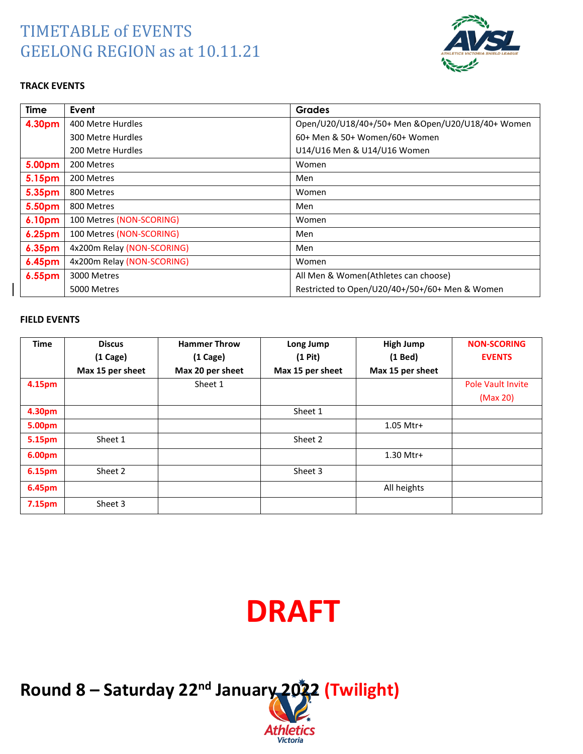# TIMETABLE of EVENTS
# GEELONG REGION as at 10.11.21

**TRACK EVENTS**

| Time | Event | Grades |
|---|---|---|
| 4.30pm | 400 Metre Hurdles | Open/U20/U18/40+/50+ Men &Open/U20/U18/40+ Women |
| | 300 Metre Hurdles | 60+ Men & 50+ Women/60+ Women |
| | 200 Metre Hurdles | U14/U16 Men & U14/U16 Women |
| 5.00pm | 200 Metres | Women |
| 5.15pm | 200 Metres | Men |
| 5.35pm | 800 Metres | Women |
| 5.50pm | 800 Metres | Men |
| 6.10pm | 100 Metres (NON-SCORING) | Women |
| 6.25pm | 100 Metres (NON-SCORING) | Men |
| 6.35pm | 4x200m Relay (NON-SCORING) | Men |
| 6.45pm | 4x200m Relay (NON-SCORING) | Women |
| 6.55pm | 3000 Metres | All Men & Women(Athletes can choose) |
| | 5000 Metres | Restricted to Open/U20/40+/50+/60+ Men & Women |

**FIELD EVENTS**

| Time | Discus (1 Cage) Max 15 per sheet | Hammer Throw (1 Cage) Max 20 per sheet | Long Jump (1 Pit) Max 15 per sheet | High Jump (1 Bed) Max 15 per sheet | NON-SCORING EVENTS |
|---|---|---|---|---|---|
| 4.15pm | | Sheet 1 | | | Pole Vault Invite (Max 20) |
| 4.30pm | | | Sheet 1 | | |
| 5.00pm | | | | 1.05 Mtr+ | |
| 5.15pm | Sheet 1 | | Sheet 2 | | |
| 6.00pm | | | | 1.30 Mtr+ | |
| 6.15pm | Sheet 2 | | Sheet 3 | | |
| 6.45pm | | | | All heights | |
| 7.15pm | Sheet 3 | | | | |

# DRAFT

## Round 8 – Saturday 22nd January 2022 (Twilight)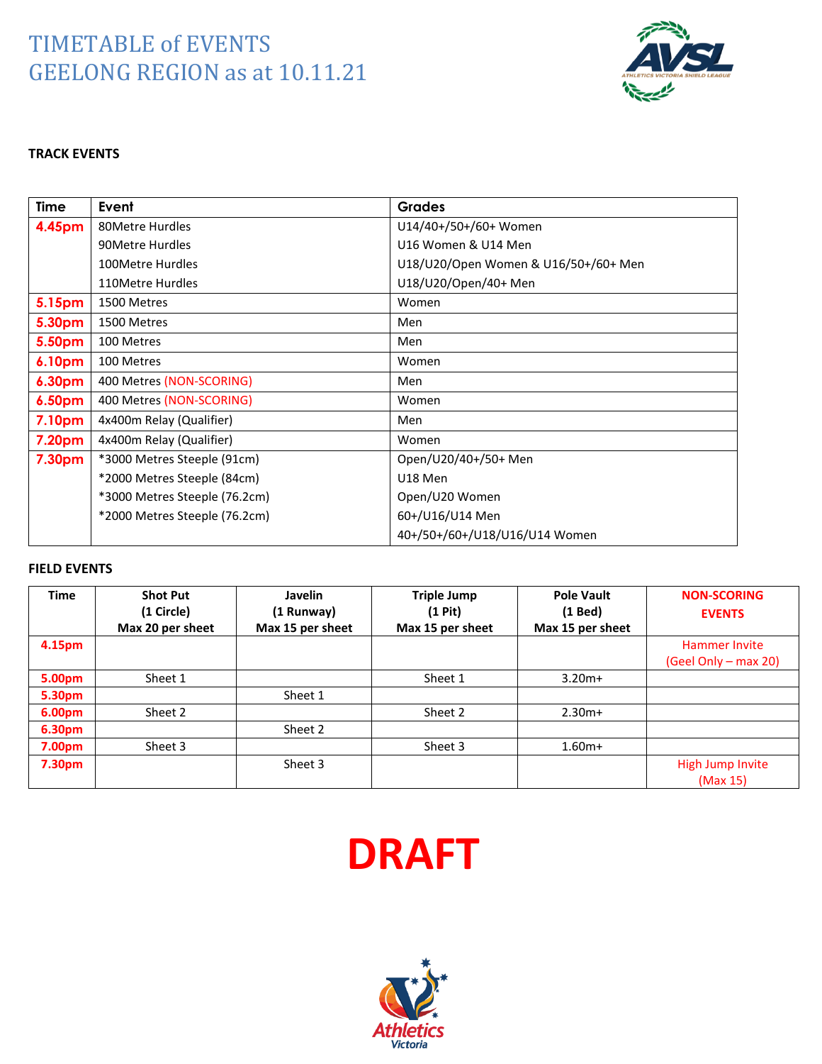# TIMETABLE of EVENTS
# GEELONG REGION as at 10.11.21

## TRACK EVENTS

| Time | Event | Grades |
|---|---|---|
| 4.45pm | 80Metre Hurdles | U14/40+/50+/60+ Women |
| | 90Metre Hurdles | U16 Women & U14 Men |
| | 100Metre Hurdles | U18/U20/Open Women & U16/50+/60+ Men |
| | 110Metre Hurdles | U18/U20/Open/40+ Men |
| 5.15pm | 1500 Metres | Women |
| 5.30pm | 1500 Metres | Men |
| 5.50pm | 100 Metres | Men |
| 6.10pm | 100 Metres | Women |
| 6.30pm | 400 Metres (NON-SCORING) | Men |
| 6.50pm | 400 Metres (NON-SCORING) | Women |
| 7.10pm | 4x400m Relay (Qualifier) | Men |
| 7.20pm | 4x400m Relay (Qualifier) | Women |
| 7.30pm | *3000 Metres Steeple (91cm) | Open/U20/40+/50+ Men |
| | *2000 Metres Steeple (84cm) | U18 Men |
| | *3000 Metres Steeple (76.2cm) | Open/U20 Women |
| | *2000 Metres Steeple (76.2cm) | 60+/U16/U14 Men |
| | | 40+/50+/60+/U18/U16/U14 Women |

## FIELD EVENTS

| Time | Shot Put (1 Circle) Max 20 per sheet | Javelin (1 Runway) Max 15 per sheet | Triple Jump (1 Pit) Max 15 per sheet | Pole Vault (1 Bed) Max 15 per sheet | NON-SCORING EVENTS |
|---|---|---|---|---|---|
| 4.15pm | | | | | Hammer Invite (Geel Only – max 20) |
| 5.00pm | Sheet 1 | | Sheet 1 | 3.20m+ | |
| 5.30pm | | Sheet 1 | | | |
| 6.00pm | Sheet 2 | | Sheet 2 | 2.30m+ | |
| 6.30pm | | Sheet 2 | | | |
| 7.00pm | Sheet 3 | | Sheet 3 | 1.60m+ | |
| 7.30pm | | Sheet 3 | | | High Jump Invite (Max 15) |

**DRAFT**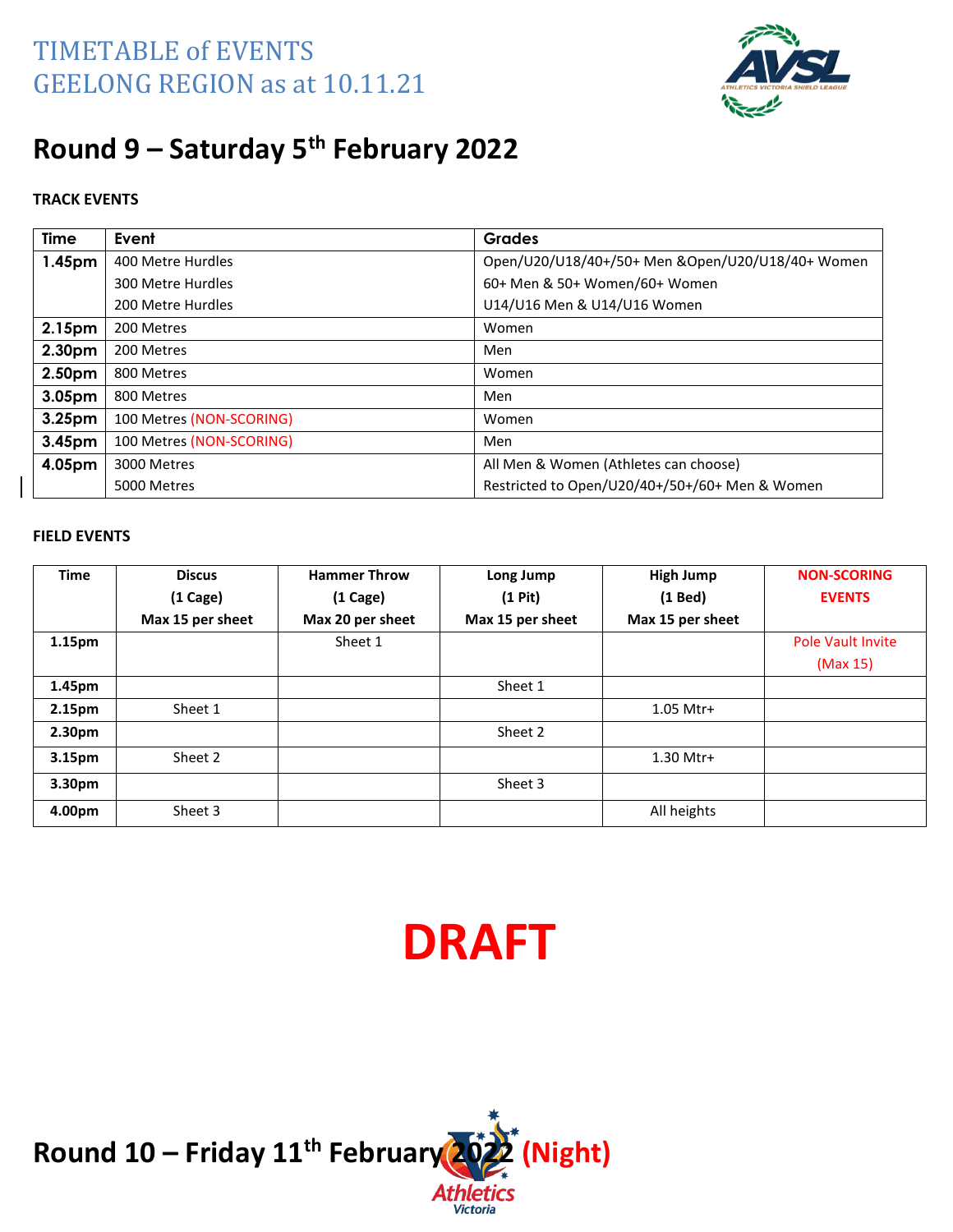TIMETABLE of EVENTS
GEELONG REGION as at 10.11.21

## Round 9 – Saturday 5th February 2022

**TRACK EVENTS**

| Time | Event | Grades |
|---|---|---|
| **1.45pm** | 400 Metre Hurdles | Open/U20/U18/40+/50+ Men &Open/U20/U18/40+ Women |
| | 300 Metre Hurdles | 60+ Men & 50+ Women/60+ Women |
| | 200 Metre Hurdles | U14/U16 Men & U14/U16 Women |
| **2.15pm** | 200 Metres | Women |
| **2.30pm** | 200 Metres | Men |
| **2.50pm** | 800 Metres | Women |
| **3.05pm** | 800 Metres | Men |
| **3.25pm** | 100 Metres (NON-SCORING) | Women |
| **3.45pm** | 100 Metres (NON-SCORING) | Men |
| **4.05pm** | 3000 Metres | All Men & Women (Athletes can choose) |
| | 5000 Metres | Restricted to Open/U20/40+/50+/60+ Men & Women |

**FIELD EVENTS**

| Time | Discus (1 Cage) Max 15 per sheet | Hammer Throw (1 Cage) Max 20 per sheet | Long Jump (1 Pit) Max 15 per sheet | High Jump (1 Bed) Max 15 per sheet | NON-SCORING EVENTS |
|---|---|---|---|---|---|
| **1.15pm** | | Sheet 1 | | | Pole Vault Invite (Max 15) |
| **1.45pm** | | | Sheet 1 | | |
| **2.15pm** | Sheet 1 | | | 1.05 Mtr+ | |
| **2.30pm** | | | Sheet 2 | | |
| **3.15pm** | Sheet 2 | | | 1.30 Mtr+ | |
| **3.30pm** | | | Sheet 3 | | |
| **4.00pm** | Sheet 3 | | | All heights | |

**DRAFT**

## Round 10 – Friday 11th February 2022 (Night)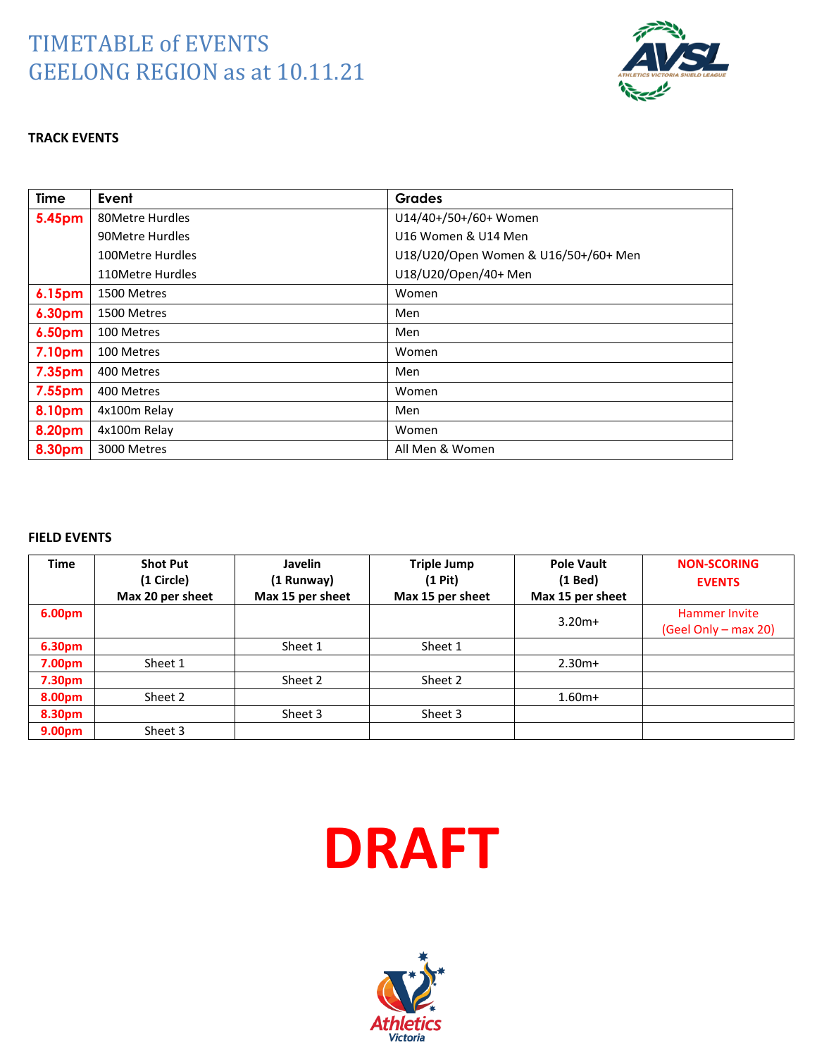# TIMETABLE of EVENTS
# GEELONG REGION as at 10.11.21

**TRACK EVENTS**

| Time | Event | Grades |
|---|---|---|
| **5.45pm** | 80Metre Hurdles | U14/40+/50+/60+ Women |
| | 90Metre Hurdles | U16 Women & U14 Men |
| | 100Metre Hurdles | U18/U20/Open Women & U16/50+/60+ Men |
| | 110Metre Hurdles | U18/U20/Open/40+ Men |
| **6.15pm** | 1500 Metres | Women |
| **6.30pm** | 1500 Metres | Men |
| **6.50pm** | 100 Metres | Men |
| **7.10pm** | 100 Metres | Women |
| **7.35pm** | 400 Metres | Men |
| **7.55pm** | 400 Metres | Women |
| **8.10pm** | 4x100m Relay | Men |
| **8.20pm** | 4x100m Relay | Women |
| **8.30pm** | 3000 Metres | All Men & Women |

**FIELD EVENTS**

| Time | Shot Put (1 Circle) Max 20 per sheet | Javelin (1 Runway) Max 15 per sheet | Triple Jump (1 Pit) Max 15 per sheet | Pole Vault (1 Bed) Max 15 per sheet | NON-SCORING EVENTS |
|---|---|---|---|---|---|
| **6.00pm** | | | | 3.20m+ | Hammer Invite (Geel Only – max 20) |
| **6.30pm** | | Sheet 1 | Sheet 1 | | |
| **7.00pm** | Sheet 1 | | | 2.30m+ | |
| **7.30pm** | | Sheet 2 | Sheet 2 | | |
| **8.00pm** | Sheet 2 | | | 1.60m+ | |
| **8.30pm** | | Sheet 3 | Sheet 3 | | |
| **9.00pm** | Sheet 3 | | | | |

**DRAFT**